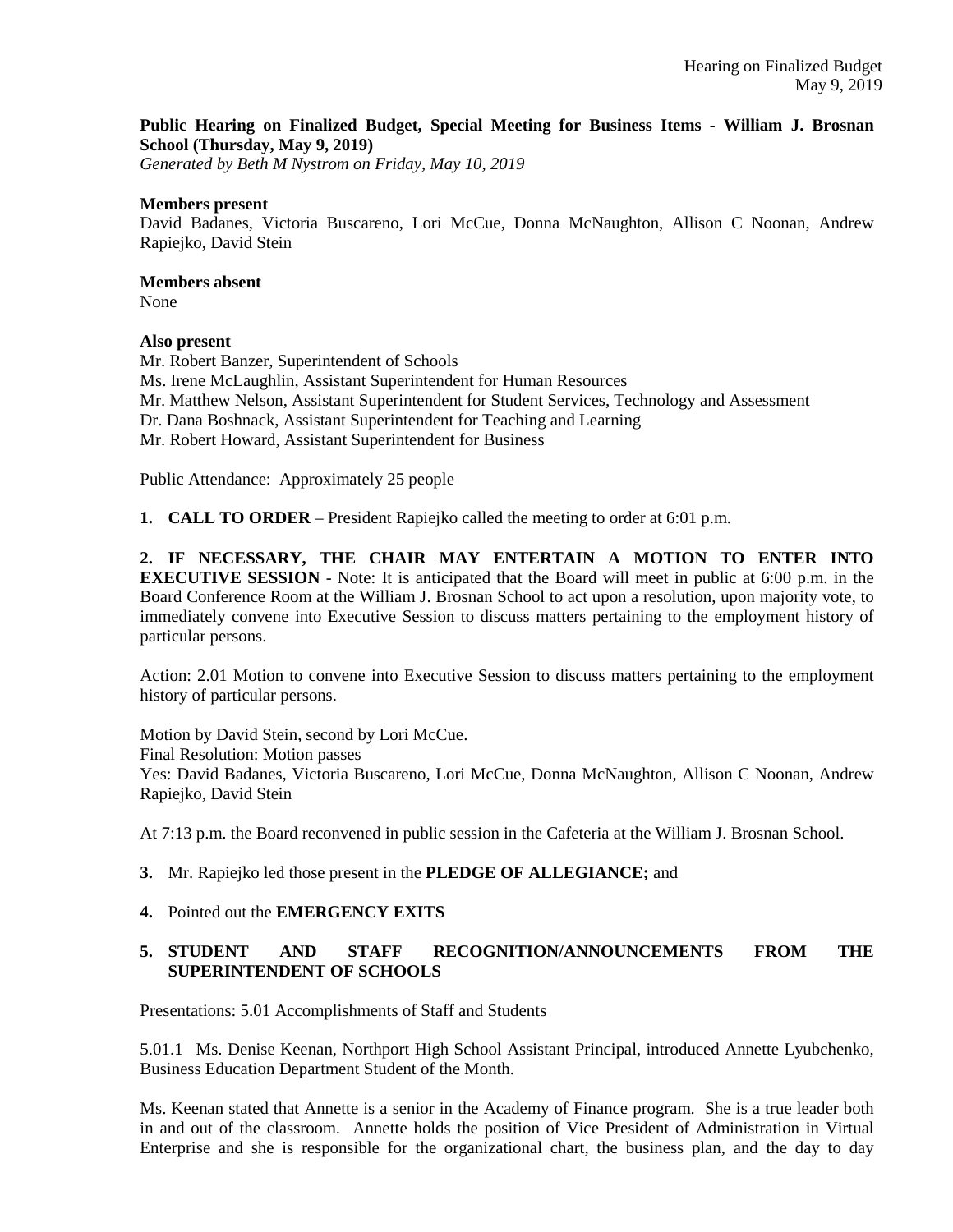**Public Hearing on Finalized Budget, Special Meeting for Business Items - William J. Brosnan School (Thursday, May 9, 2019)**
*Generated by Beth M Nystrom on Friday, May 10, 2019*

**Members present**
David Badanes, Victoria Buscareno, Lori McCue, Donna McNaughton, Allison C Noonan, Andrew Rapiejko, David Stein

**Members absent**
None

**Also present**
Mr. Robert Banzer, Superintendent of Schools
Ms. Irene McLaughlin, Assistant Superintendent for Human Resources
Mr. Matthew Nelson, Assistant Superintendent for Student Services, Technology and Assessment
Dr. Dana Boshnack, Assistant Superintendent for Teaching and Learning
Mr. Robert Howard, Assistant Superintendent for Business

Public Attendance: Approximately 25 people

**1. CALL TO ORDER** – President Rapiejko called the meeting to order at 6:01 p.m.

**2. IF NECESSARY, THE CHAIR MAY ENTERTAIN A MOTION TO ENTER INTO EXECUTIVE SESSION** - Note: It is anticipated that the Board will meet in public at 6:00 p.m. in the Board Conference Room at the William J. Brosnan School to act upon a resolution, upon majority vote, to immediately convene into Executive Session to discuss matters pertaining to the employment history of particular persons.

Action: 2.01 Motion to convene into Executive Session to discuss matters pertaining to the employment history of particular persons.

Motion by David Stein, second by Lori McCue.
Final Resolution: Motion passes
Yes: David Badanes, Victoria Buscareno, Lori McCue, Donna McNaughton, Allison C Noonan, Andrew Rapiejko, David Stein

At 7:13 p.m. the Board reconvened in public session in the Cafeteria at the William J. Brosnan School.

**3.** Mr. Rapiejko led those present in the **PLEDGE OF ALLEGIANCE;** and

**4.** Pointed out the **EMERGENCY EXITS**

**5. STUDENT AND STAFF RECOGNITION/ANNOUNCEMENTS FROM THE SUPERINTENDENT OF SCHOOLS**

Presentations: 5.01 Accomplishments of Staff and Students

5.01.1 Ms. Denise Keenan, Northport High School Assistant Principal, introduced Annette Lyubchenko, Business Education Department Student of the Month.

Ms. Keenan stated that Annette is a senior in the Academy of Finance program. She is a true leader both in and out of the classroom. Annette holds the position of Vice President of Administration in Virtual Enterprise and she is responsible for the organizational chart, the business plan, and the day to day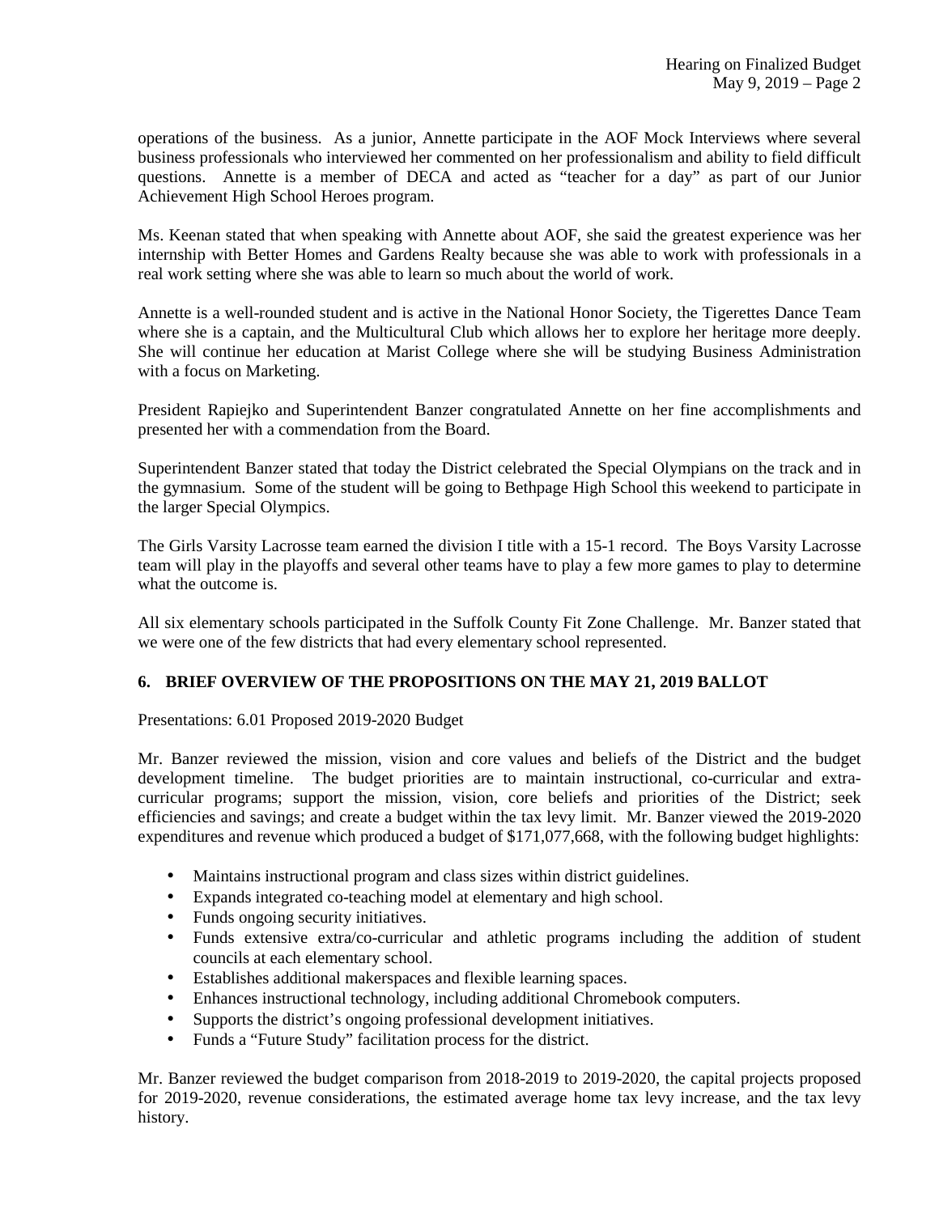operations of the business. As a junior, Annette participate in the AOF Mock Interviews where several business professionals who interviewed her commented on her professionalism and ability to field difficult questions. Annette is a member of DECA and acted as "teacher for a day" as part of our Junior Achievement High School Heroes program.

Ms. Keenan stated that when speaking with Annette about AOF, she said the greatest experience was her internship with Better Homes and Gardens Realty because she was able to work with professionals in a real work setting where she was able to learn so much about the world of work.

Annette is a well-rounded student and is active in the National Honor Society, the Tigerettes Dance Team where she is a captain, and the Multicultural Club which allows her to explore her heritage more deeply. She will continue her education at Marist College where she will be studying Business Administration with a focus on Marketing.

President Rapiejko and Superintendent Banzer congratulated Annette on her fine accomplishments and presented her with a commendation from the Board.

Superintendent Banzer stated that today the District celebrated the Special Olympians on the track and in the gymnasium. Some of the student will be going to Bethpage High School this weekend to participate in the larger Special Olympics.

The Girls Varsity Lacrosse team earned the division I title with a 15-1 record. The Boys Varsity Lacrosse team will play in the playoffs and several other teams have to play a few more games to play to determine what the outcome is.

All six elementary schools participated in the Suffolk County Fit Zone Challenge. Mr. Banzer stated that we were one of the few districts that had every elementary school represented.

## 6. BRIEF OVERVIEW OF THE PROPOSITIONS ON THE MAY 21, 2019 BALLOT

Presentations: 6.01 Proposed 2019-2020 Budget

Mr. Banzer reviewed the mission, vision and core values and beliefs of the District and the budget development timeline. The budget priorities are to maintain instructional, co-curricular and extra-curricular programs; support the mission, vision, core beliefs and priorities of the District; seek efficiencies and savings; and create a budget within the tax levy limit. Mr. Banzer viewed the 2019-2020 expenditures and revenue which produced a budget of $171,077,668, with the following budget highlights:

- Maintains instructional program and class sizes within district guidelines.
- Expands integrated co-teaching model at elementary and high school.
- Funds ongoing security initiatives.
- Funds extensive extra/co-curricular and athletic programs including the addition of student councils at each elementary school.
- Establishes additional makerspaces and flexible learning spaces.
- Enhances instructional technology, including additional Chromebook computers.
- Supports the district's ongoing professional development initiatives.
- Funds a "Future Study" facilitation process for the district.

Mr. Banzer reviewed the budget comparison from 2018-2019 to 2019-2020, the capital projects proposed for 2019-2020, revenue considerations, the estimated average home tax levy increase, and the tax levy history.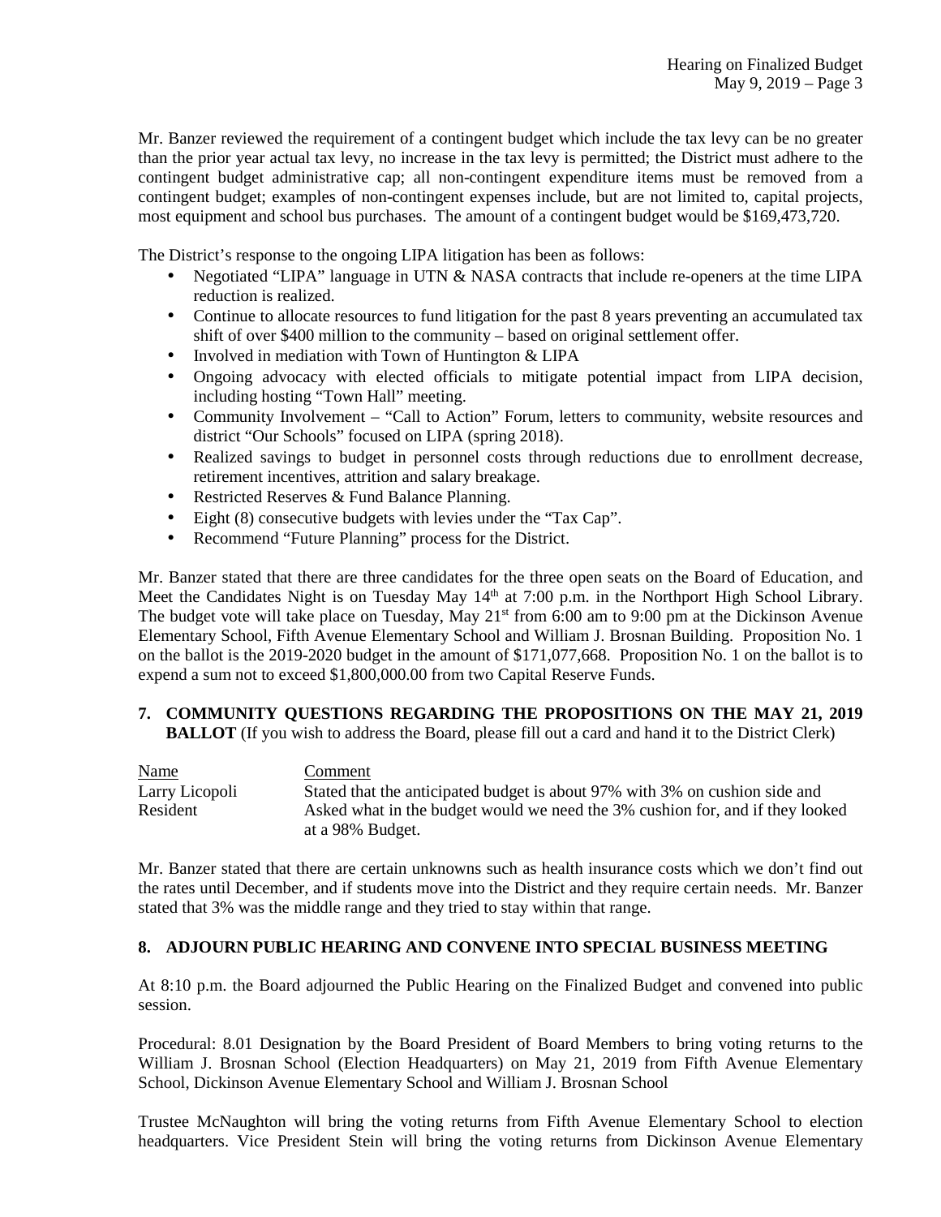Mr. Banzer reviewed the requirement of a contingent budget which include the tax levy can be no greater than the prior year actual tax levy, no increase in the tax levy is permitted; the District must adhere to the contingent budget administrative cap; all non-contingent expenditure items must be removed from a contingent budget; examples of non-contingent expenses include, but are not limited to, capital projects, most equipment and school bus purchases. The amount of a contingent budget would be $169,473,720.

The District's response to the ongoing LIPA litigation has been as follows:

- Negotiated "LIPA" language in UTN & NASA contracts that include re-openers at the time LIPA reduction is realized.
- Continue to allocate resources to fund litigation for the past 8 years preventing an accumulated tax shift of over $400 million to the community – based on original settlement offer.
- Involved in mediation with Town of Huntington & LIPA
- Ongoing advocacy with elected officials to mitigate potential impact from LIPA decision, including hosting "Town Hall" meeting.
- Community Involvement – "Call to Action" Forum, letters to community, website resources and district "Our Schools" focused on LIPA (spring 2018).
- Realized savings to budget in personnel costs through reductions due to enrollment decrease, retirement incentives, attrition and salary breakage.
- Restricted Reserves & Fund Balance Planning.
- Eight (8) consecutive budgets with levies under the "Tax Cap".
- Recommend "Future Planning" process for the District.

Mr. Banzer stated that there are three candidates for the three open seats on the Board of Education, and Meet the Candidates Night is on Tuesday May 14th at 7:00 p.m. in the Northport High School Library. The budget vote will take place on Tuesday, May 21st from 6:00 am to 9:00 pm at the Dickinson Avenue Elementary School, Fifth Avenue Elementary School and William J. Brosnan Building. Proposition No. 1 on the ballot is the 2019-2020 budget in the amount of $171,077,668. Proposition No. 1 on the ballot is to expend a sum not to exceed $1,800,000.00 from two Capital Reserve Funds.

**7. COMMUNITY QUESTIONS REGARDING THE PROPOSITIONS ON THE MAY 21, 2019 BALLOT** (If you wish to address the Board, please fill out a card and hand it to the District Clerk)

| Name | Comment |
|---|---|
| Larry Licopoli<br>Resident | Stated that the anticipated budget is about 97% with 3% on cushion side and Asked what in the budget would we need the 3% cushion for, and if they looked at a 98% Budget. |

Mr. Banzer stated that there are certain unknowns such as health insurance costs which we don't find out the rates until December, and if students move into the District and they require certain needs. Mr. Banzer stated that 3% was the middle range and they tried to stay within that range.

**8. ADJOURN PUBLIC HEARING AND CONVENE INTO SPECIAL BUSINESS MEETING**

At 8:10 p.m. the Board adjourned the Public Hearing on the Finalized Budget and convened into public session.

Procedural: 8.01 Designation by the Board President of Board Members to bring voting returns to the William J. Brosnan School (Election Headquarters) on May 21, 2019 from Fifth Avenue Elementary School, Dickinson Avenue Elementary School and William J. Brosnan School

Trustee McNaughton will bring the voting returns from Fifth Avenue Elementary School to election headquarters. Vice President Stein will bring the voting returns from Dickinson Avenue Elementary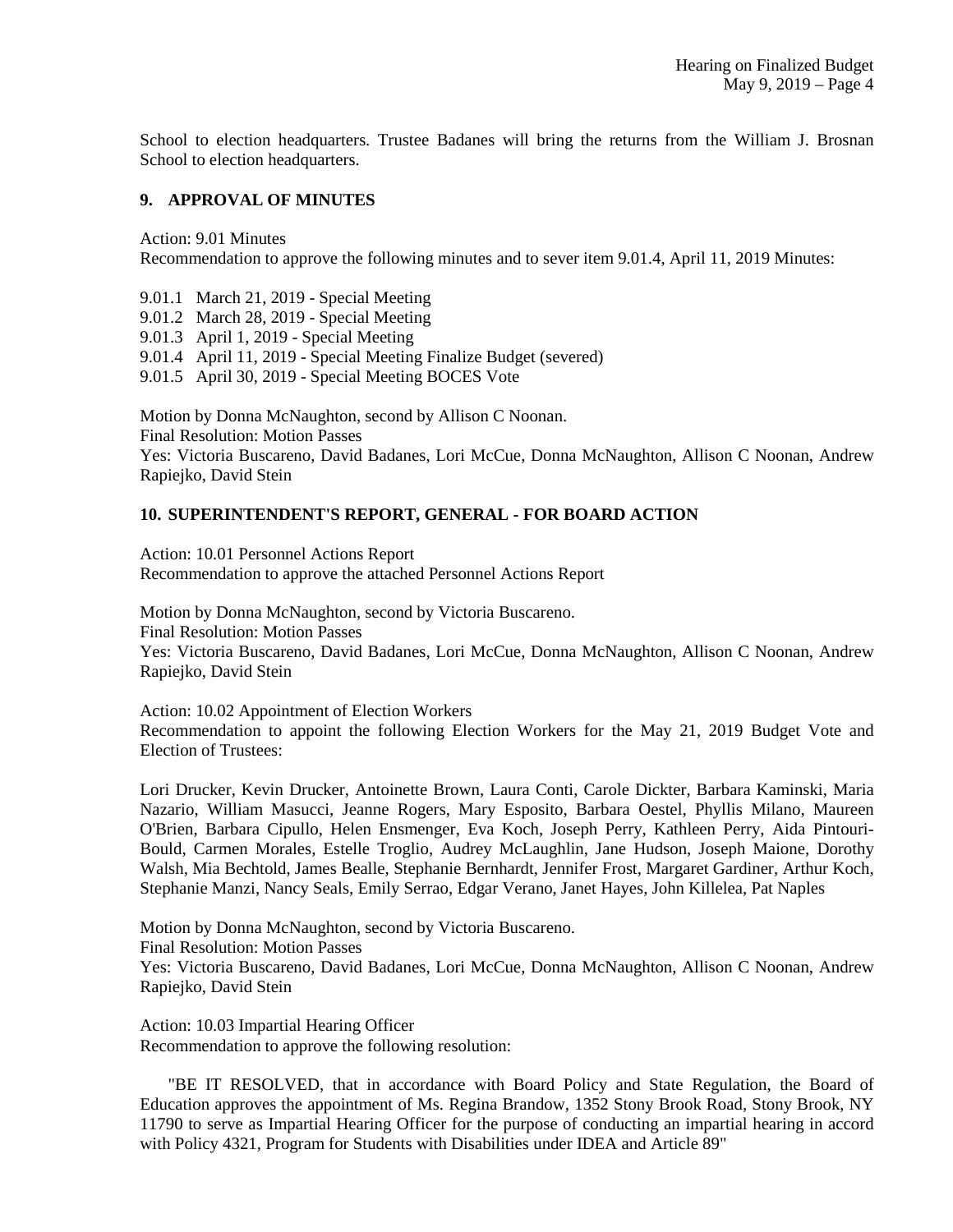School to election headquarters. Trustee Badanes will bring the returns from the William J. Brosnan School to election headquarters.

## 9. APPROVAL OF MINUTES

Action: 9.01 Minutes
Recommendation to approve the following minutes and to sever item 9.01.4, April 11, 2019 Minutes:

9.01.1 March 21, 2019 - Special Meeting
9.01.2 March 28, 2019 - Special Meeting
9.01.3 April 1, 2019 - Special Meeting
9.01.4 April 11, 2019 - Special Meeting Finalize Budget (severed)
9.01.5 April 30, 2019 - Special Meeting BOCES Vote

Motion by Donna McNaughton, second by Allison C Noonan.
Final Resolution: Motion Passes
Yes: Victoria Buscareno, David Badanes, Lori McCue, Donna McNaughton, Allison C Noonan, Andrew Rapiejko, David Stein

## 10. SUPERINTENDENT'S REPORT, GENERAL - FOR BOARD ACTION

Action: 10.01 Personnel Actions Report
Recommendation to approve the attached Personnel Actions Report

Motion by Donna McNaughton, second by Victoria Buscareno.
Final Resolution: Motion Passes
Yes: Victoria Buscareno, David Badanes, Lori McCue, Donna McNaughton, Allison C Noonan, Andrew Rapiejko, David Stein

Action: 10.02 Appointment of Election Workers
Recommendation to appoint the following Election Workers for the May 21, 2019 Budget Vote and Election of Trustees:

Lori Drucker, Kevin Drucker, Antoinette Brown, Laura Conti, Carole Dickter, Barbara Kaminski, Maria Nazario, William Masucci, Jeanne Rogers, Mary Esposito, Barbara Oestel, Phyllis Milano, Maureen O'Brien, Barbara Cipullo, Helen Ensmenger, Eva Koch, Joseph Perry, Kathleen Perry, Aida Pintouri-Bould, Carmen Morales, Estelle Troglio, Audrey McLaughlin, Jane Hudson, Joseph Maione, Dorothy Walsh, Mia Bechtold, James Bealle, Stephanie Bernhardt, Jennifer Frost, Margaret Gardiner, Arthur Koch, Stephanie Manzi, Nancy Seals, Emily Serrao, Edgar Verano, Janet Hayes, John Killelea, Pat Naples

Motion by Donna McNaughton, second by Victoria Buscareno.
Final Resolution: Motion Passes
Yes: Victoria Buscareno, David Badanes, Lori McCue, Donna McNaughton, Allison C Noonan, Andrew Rapiejko, David Stein

Action: 10.03 Impartial Hearing Officer
Recommendation to approve the following resolution:

"BE IT RESOLVED, that in accordance with Board Policy and State Regulation, the Board of Education approves the appointment of Ms. Regina Brandow, 1352 Stony Brook Road, Stony Brook, NY 11790 to serve as Impartial Hearing Officer for the purpose of conducting an impartial hearing in accord with Policy 4321, Program for Students with Disabilities under IDEA and Article 89"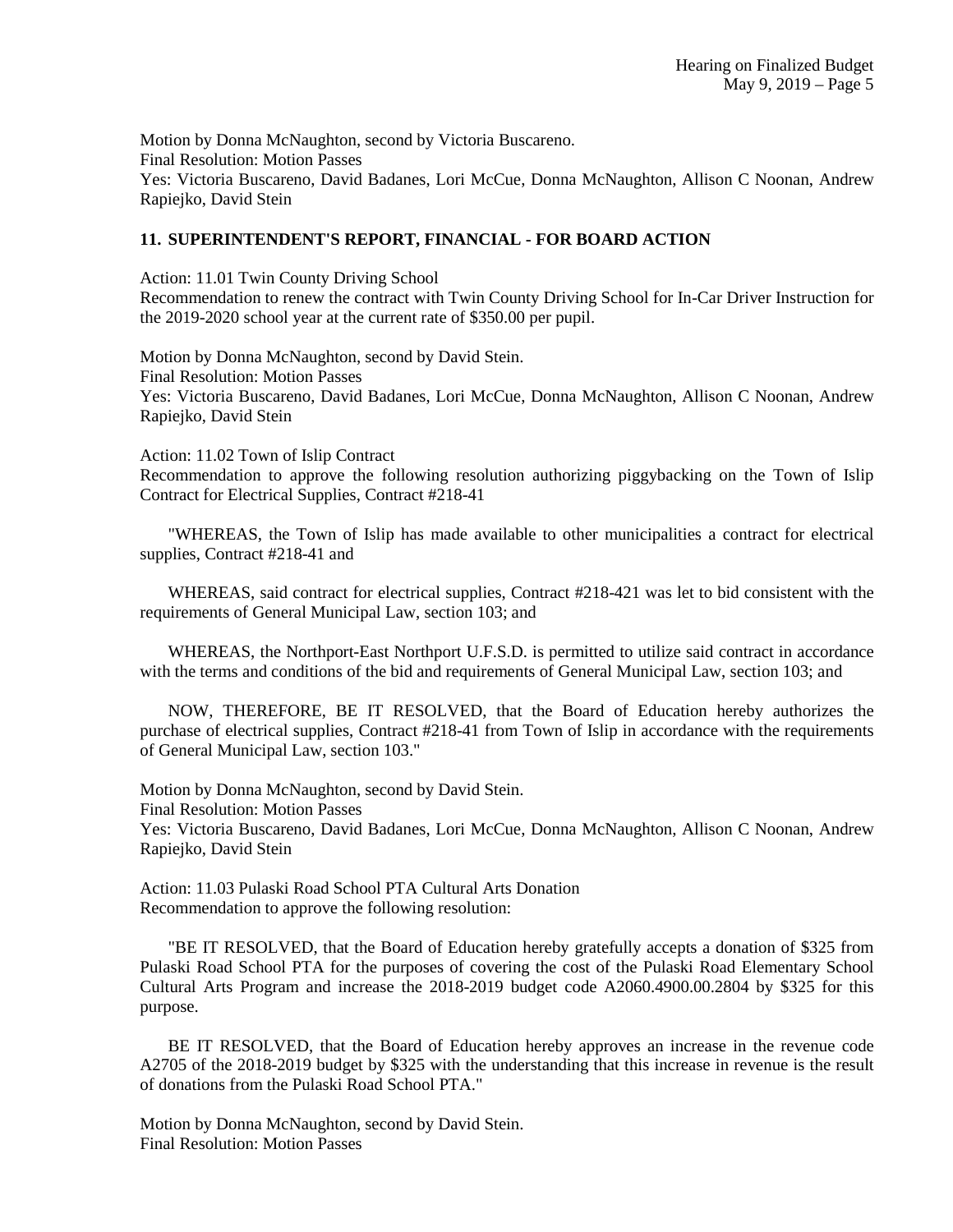Motion by Donna McNaughton, second by Victoria Buscareno.
Final Resolution: Motion Passes
Yes: Victoria Buscareno, David Badanes, Lori McCue, Donna McNaughton, Allison C Noonan, Andrew Rapiejko, David Stein

**11. SUPERINTENDENT'S REPORT, FINANCIAL - FOR BOARD ACTION**

Action: 11.01 Twin County Driving School
Recommendation to renew the contract with Twin County Driving School for In-Car Driver Instruction for the 2019-2020 school year at the current rate of $350.00 per pupil.

Motion by Donna McNaughton, second by David Stein.
Final Resolution: Motion Passes
Yes: Victoria Buscareno, David Badanes, Lori McCue, Donna McNaughton, Allison C Noonan, Andrew Rapiejko, David Stein

Action: 11.02 Town of Islip Contract
Recommendation to approve the following resolution authorizing piggybacking on the Town of Islip Contract for Electrical Supplies, Contract #218-41

"WHEREAS, the Town of Islip has made available to other municipalities a contract for electrical supplies, Contract #218-41 and

WHEREAS, said contract for electrical supplies, Contract #218-421 was let to bid consistent with the requirements of General Municipal Law, section 103; and

WHEREAS, the Northport-East Northport U.F.S.D. is permitted to utilize said contract in accordance with the terms and conditions of the bid and requirements of General Municipal Law, section 103; and

NOW, THEREFORE, BE IT RESOLVED, that the Board of Education hereby authorizes the purchase of electrical supplies, Contract #218-41 from Town of Islip in accordance with the requirements of General Municipal Law, section 103."

Motion by Donna McNaughton, second by David Stein.
Final Resolution: Motion Passes
Yes: Victoria Buscareno, David Badanes, Lori McCue, Donna McNaughton, Allison C Noonan, Andrew Rapiejko, David Stein

Action: 11.03 Pulaski Road School PTA Cultural Arts Donation
Recommendation to approve the following resolution:

"BE IT RESOLVED, that the Board of Education hereby gratefully accepts a donation of $325 from Pulaski Road School PTA for the purposes of covering the cost of the Pulaski Road Elementary School Cultural Arts Program and increase the 2018-2019 budget code A2060.4900.00.2804 by $325 for this purpose.

BE IT RESOLVED, that the Board of Education hereby approves an increase in the revenue code A2705 of the 2018-2019 budget by $325 with the understanding that this increase in revenue is the result of donations from the Pulaski Road School PTA."

Motion by Donna McNaughton, second by David Stein.
Final Resolution: Motion Passes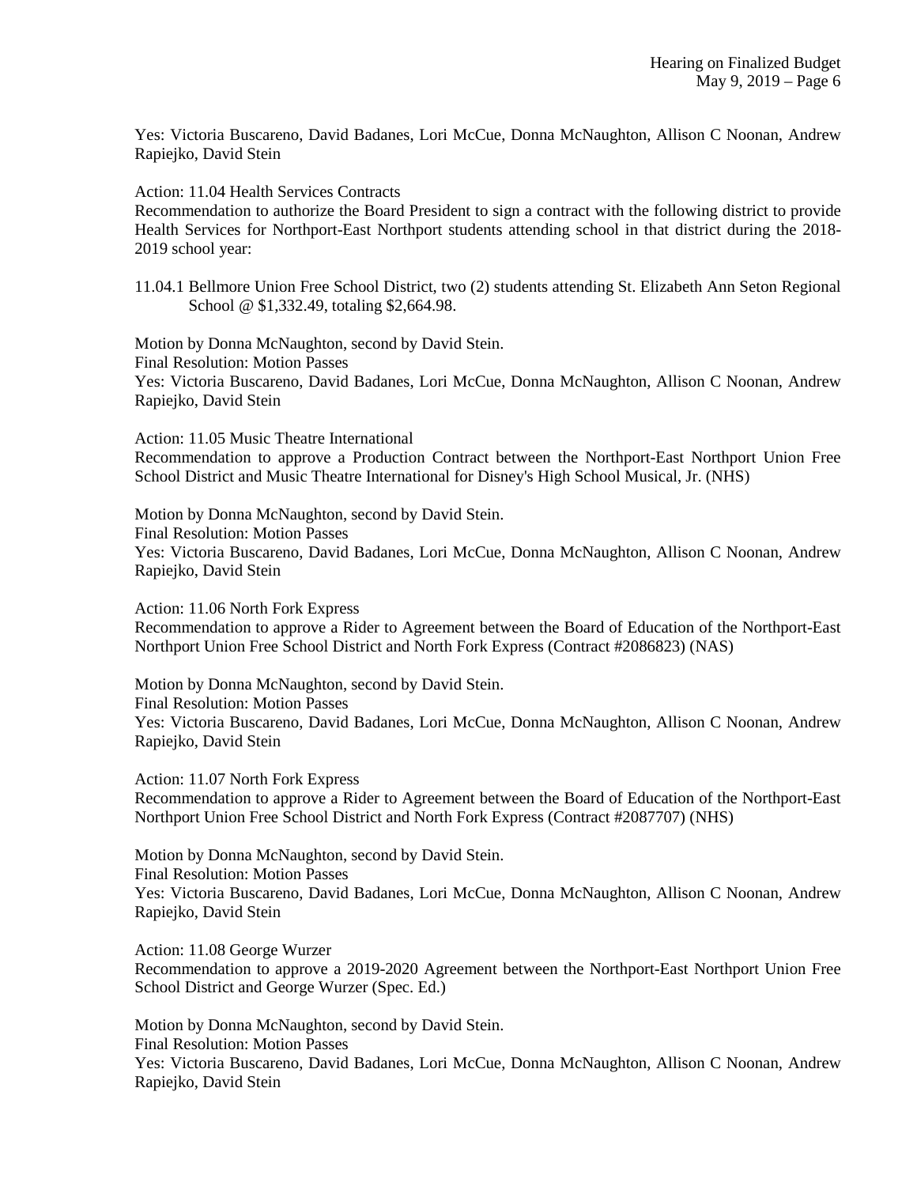Yes: Victoria Buscareno, David Badanes, Lori McCue, Donna McNaughton, Allison C Noonan, Andrew Rapiejko, David Stein

Action: 11.04 Health Services Contracts
Recommendation to authorize the Board President to sign a contract with the following district to provide Health Services for Northport-East Northport students attending school in that district during the 2018-2019 school year:

11.04.1 Bellmore Union Free School District, two (2) students attending St. Elizabeth Ann Seton Regional School @ $1,332.49, totaling $2,664.98.

Motion by Donna McNaughton, second by David Stein.
Final Resolution: Motion Passes
Yes: Victoria Buscareno, David Badanes, Lori McCue, Donna McNaughton, Allison C Noonan, Andrew Rapiejko, David Stein

Action: 11.05 Music Theatre International
Recommendation to approve a Production Contract between the Northport-East Northport Union Free School District and Music Theatre International for Disney's High School Musical, Jr. (NHS)

Motion by Donna McNaughton, second by David Stein.
Final Resolution: Motion Passes
Yes: Victoria Buscareno, David Badanes, Lori McCue, Donna McNaughton, Allison C Noonan, Andrew Rapiejko, David Stein

Action: 11.06 North Fork Express
Recommendation to approve a Rider to Agreement between the Board of Education of the Northport-East Northport Union Free School District and North Fork Express (Contract #2086823) (NAS)

Motion by Donna McNaughton, second by David Stein.
Final Resolution: Motion Passes
Yes: Victoria Buscareno, David Badanes, Lori McCue, Donna McNaughton, Allison C Noonan, Andrew Rapiejko, David Stein

Action: 11.07 North Fork Express
Recommendation to approve a Rider to Agreement between the Board of Education of the Northport-East Northport Union Free School District and North Fork Express (Contract #2087707) (NHS)

Motion by Donna McNaughton, second by David Stein.
Final Resolution: Motion Passes
Yes: Victoria Buscareno, David Badanes, Lori McCue, Donna McNaughton, Allison C Noonan, Andrew Rapiejko, David Stein

Action: 11.08 George Wurzer
Recommendation to approve a 2019-2020 Agreement between the Northport-East Northport Union Free School District and George Wurzer (Spec. Ed.)

Motion by Donna McNaughton, second by David Stein.
Final Resolution: Motion Passes
Yes: Victoria Buscareno, David Badanes, Lori McCue, Donna McNaughton, Allison C Noonan, Andrew Rapiejko, David Stein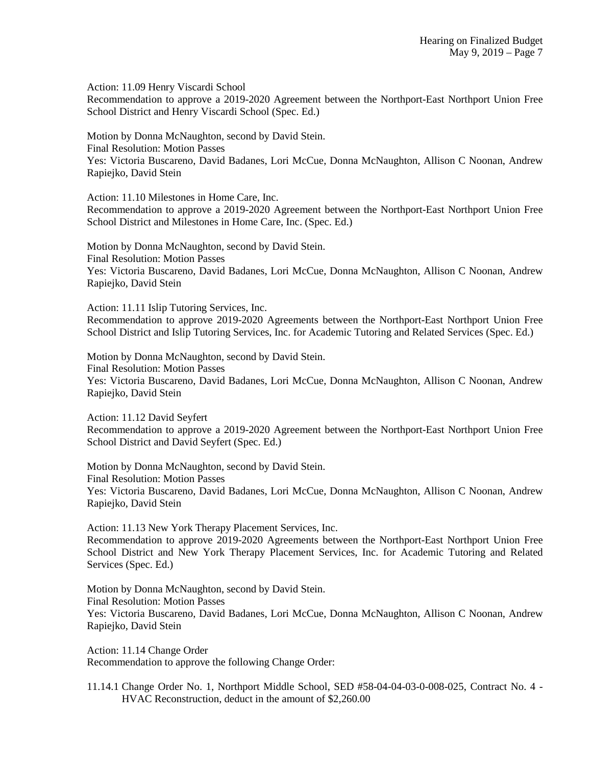Action: 11.09 Henry Viscardi School
Recommendation to approve a 2019-2020 Agreement between the Northport-East Northport Union Free School District and Henry Viscardi School (Spec. Ed.)

Motion by Donna McNaughton, second by David Stein.
Final Resolution: Motion Passes
Yes: Victoria Buscareno, David Badanes, Lori McCue, Donna McNaughton, Allison C Noonan, Andrew Rapiejko, David Stein

Action: 11.10 Milestones in Home Care, Inc.
Recommendation to approve a 2019-2020 Agreement between the Northport-East Northport Union Free School District and Milestones in Home Care, Inc. (Spec. Ed.)

Motion by Donna McNaughton, second by David Stein.
Final Resolution: Motion Passes
Yes: Victoria Buscareno, David Badanes, Lori McCue, Donna McNaughton, Allison C Noonan, Andrew Rapiejko, David Stein

Action: 11.11 Islip Tutoring Services, Inc.
Recommendation to approve 2019-2020 Agreements between the Northport-East Northport Union Free School District and Islip Tutoring Services, Inc. for Academic Tutoring and Related Services (Spec. Ed.)

Motion by Donna McNaughton, second by David Stein.
Final Resolution: Motion Passes
Yes: Victoria Buscareno, David Badanes, Lori McCue, Donna McNaughton, Allison C Noonan, Andrew Rapiejko, David Stein

Action: 11.12 David Seyfert
Recommendation to approve a 2019-2020 Agreement between the Northport-East Northport Union Free School District and David Seyfert (Spec. Ed.)

Motion by Donna McNaughton, second by David Stein.
Final Resolution: Motion Passes
Yes: Victoria Buscareno, David Badanes, Lori McCue, Donna McNaughton, Allison C Noonan, Andrew Rapiejko, David Stein

Action: 11.13 New York Therapy Placement Services, Inc.
Recommendation to approve 2019-2020 Agreements between the Northport-East Northport Union Free School District and New York Therapy Placement Services, Inc. for Academic Tutoring and Related Services (Spec. Ed.)

Motion by Donna McNaughton, second by David Stein.
Final Resolution: Motion Passes
Yes: Victoria Buscareno, David Badanes, Lori McCue, Donna McNaughton, Allison C Noonan, Andrew Rapiejko, David Stein

Action: 11.14 Change Order
Recommendation to approve the following Change Order:

11.14.1 Change Order No. 1, Northport Middle School, SED #58-04-04-03-0-008-025, Contract No. 4 - HVAC Reconstruction, deduct in the amount of $2,260.00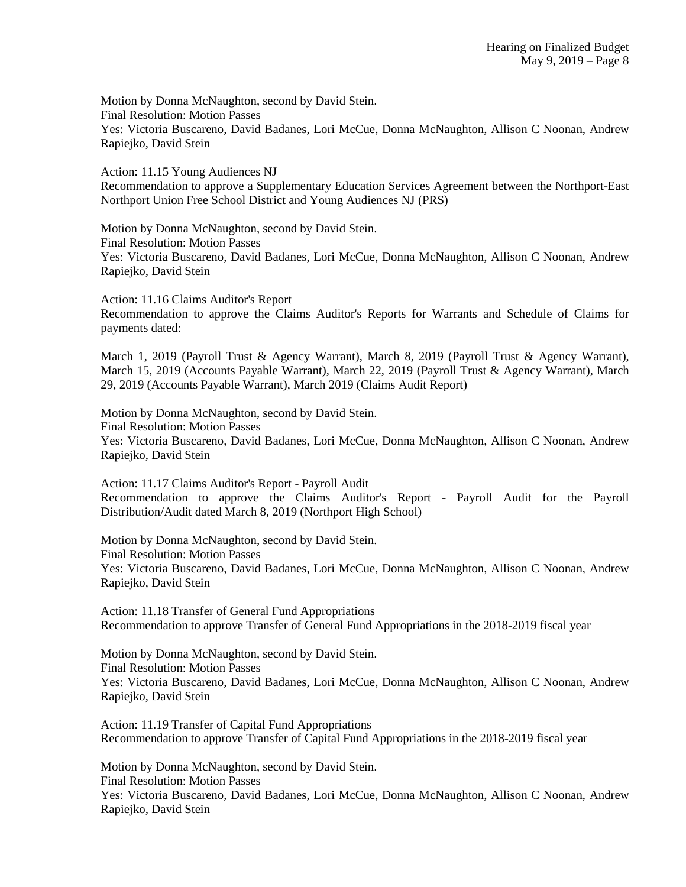Motion by Donna McNaughton, second by David Stein.
Final Resolution: Motion Passes
Yes: Victoria Buscareno, David Badanes, Lori McCue, Donna McNaughton, Allison C Noonan, Andrew Rapiejko, David Stein

Action: 11.15 Young Audiences NJ
Recommendation to approve a Supplementary Education Services Agreement between the Northport-East Northport Union Free School District and Young Audiences NJ (PRS)

Motion by Donna McNaughton, second by David Stein.
Final Resolution: Motion Passes
Yes: Victoria Buscareno, David Badanes, Lori McCue, Donna McNaughton, Allison C Noonan, Andrew Rapiejko, David Stein

Action: 11.16 Claims Auditor's Report
Recommendation to approve the Claims Auditor's Reports for Warrants and Schedule of Claims for payments dated:

March 1, 2019 (Payroll Trust & Agency Warrant), March 8, 2019 (Payroll Trust & Agency Warrant), March 15, 2019 (Accounts Payable Warrant), March 22, 2019 (Payroll Trust & Agency Warrant), March 29, 2019 (Accounts Payable Warrant), March 2019 (Claims Audit Report)

Motion by Donna McNaughton, second by David Stein.
Final Resolution: Motion Passes
Yes: Victoria Buscareno, David Badanes, Lori McCue, Donna McNaughton, Allison C Noonan, Andrew Rapiejko, David Stein

Action: 11.17 Claims Auditor's Report - Payroll Audit
Recommendation to approve the Claims Auditor's Report - Payroll Audit for the Payroll Distribution/Audit dated March 8, 2019 (Northport High School)

Motion by Donna McNaughton, second by David Stein.
Final Resolution: Motion Passes
Yes: Victoria Buscareno, David Badanes, Lori McCue, Donna McNaughton, Allison C Noonan, Andrew Rapiejko, David Stein

Action: 11.18 Transfer of General Fund Appropriations
Recommendation to approve Transfer of General Fund Appropriations in the 2018-2019 fiscal year

Motion by Donna McNaughton, second by David Stein.
Final Resolution: Motion Passes
Yes: Victoria Buscareno, David Badanes, Lori McCue, Donna McNaughton, Allison C Noonan, Andrew Rapiejko, David Stein

Action: 11.19 Transfer of Capital Fund Appropriations
Recommendation to approve Transfer of Capital Fund Appropriations in the 2018-2019 fiscal year

Motion by Donna McNaughton, second by David Stein.
Final Resolution: Motion Passes
Yes: Victoria Buscareno, David Badanes, Lori McCue, Donna McNaughton, Allison C Noonan, Andrew Rapiejko, David Stein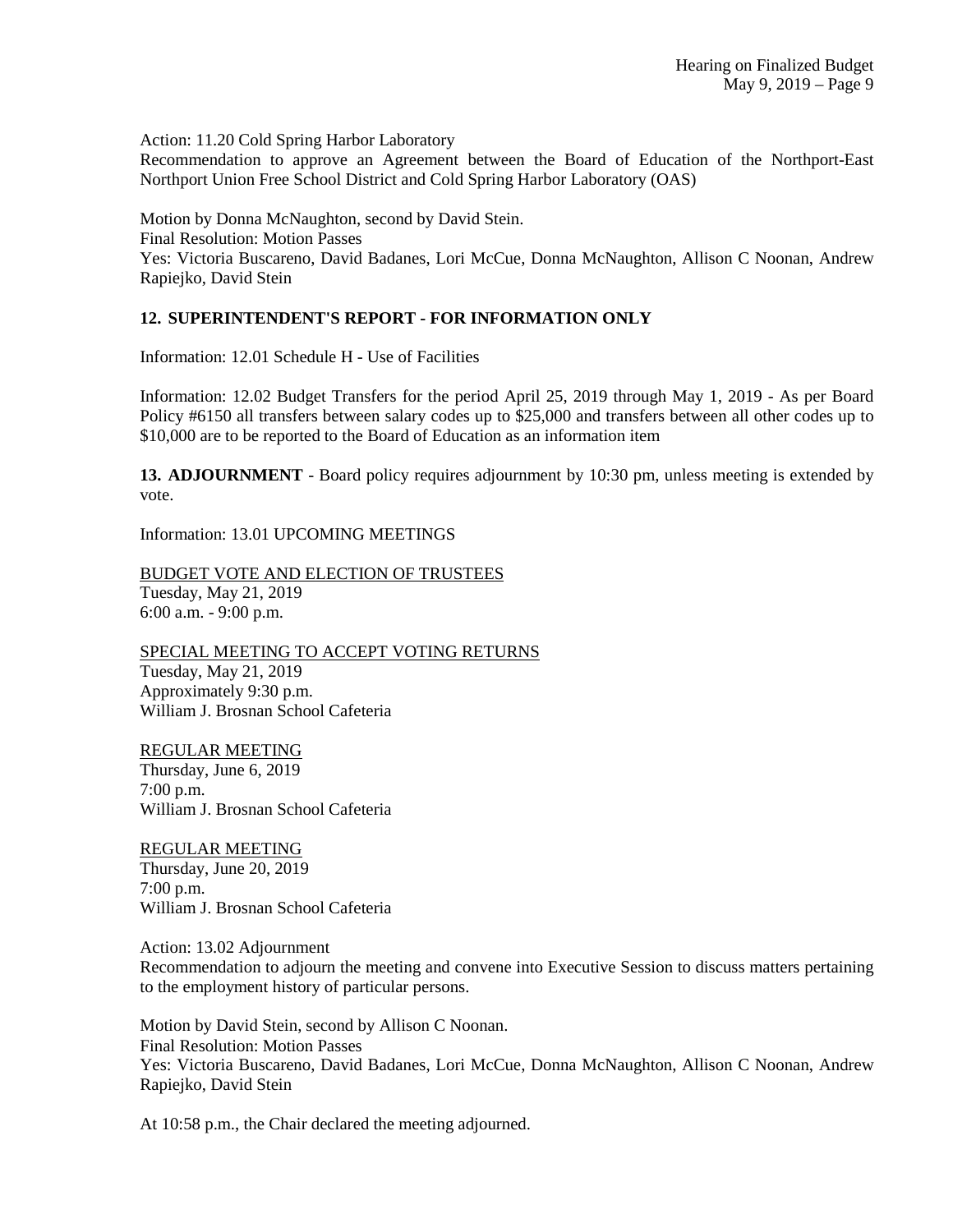Action: 11.20 Cold Spring Harbor Laboratory
Recommendation to approve an Agreement between the Board of Education of the Northport-East Northport Union Free School District and Cold Spring Harbor Laboratory (OAS)

Motion by Donna McNaughton, second by David Stein.
Final Resolution: Motion Passes
Yes: Victoria Buscareno, David Badanes, Lori McCue, Donna McNaughton, Allison C Noonan, Andrew Rapiejko, David Stein

## 12. SUPERINTENDENT'S REPORT - FOR INFORMATION ONLY

Information: 12.01 Schedule H - Use of Facilities

Information: 12.02 Budget Transfers for the period April 25, 2019 through May 1, 2019 - As per Board Policy #6150 all transfers between salary codes up to $25,000 and transfers between all other codes up to $10,000 are to be reported to the Board of Education as an information item

**13. ADJOURNMENT** - Board policy requires adjournment by 10:30 pm, unless meeting is extended by vote.

Information: 13.01 UPCOMING MEETINGS

BUDGET VOTE AND ELECTION OF TRUSTEES
Tuesday, May 21, 2019
6:00 a.m. - 9:00 p.m.

SPECIAL MEETING TO ACCEPT VOTING RETURNS
Tuesday, May 21, 2019
Approximately 9:30 p.m.
William J. Brosnan School Cafeteria

REGULAR MEETING
Thursday, June 6, 2019
7:00 p.m.
William J. Brosnan School Cafeteria

REGULAR MEETING
Thursday, June 20, 2019
7:00 p.m.
William J. Brosnan School Cafeteria

Action: 13.02 Adjournment
Recommendation to adjourn the meeting and convene into Executive Session to discuss matters pertaining to the employment history of particular persons.

Motion by David Stein, second by Allison C Noonan.
Final Resolution: Motion Passes
Yes: Victoria Buscareno, David Badanes, Lori McCue, Donna McNaughton, Allison C Noonan, Andrew Rapiejko, David Stein

At 10:58 p.m., the Chair declared the meeting adjourned.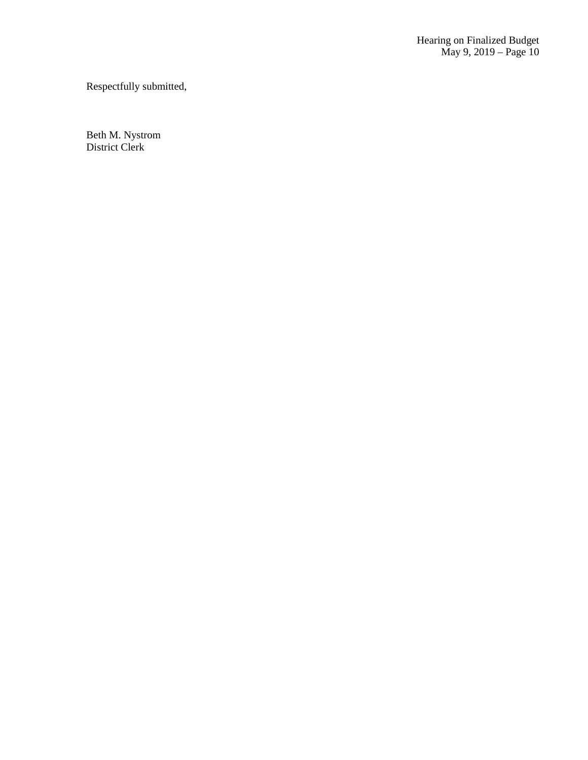Respectfully submitted,

Beth M. Nystrom
District Clerk